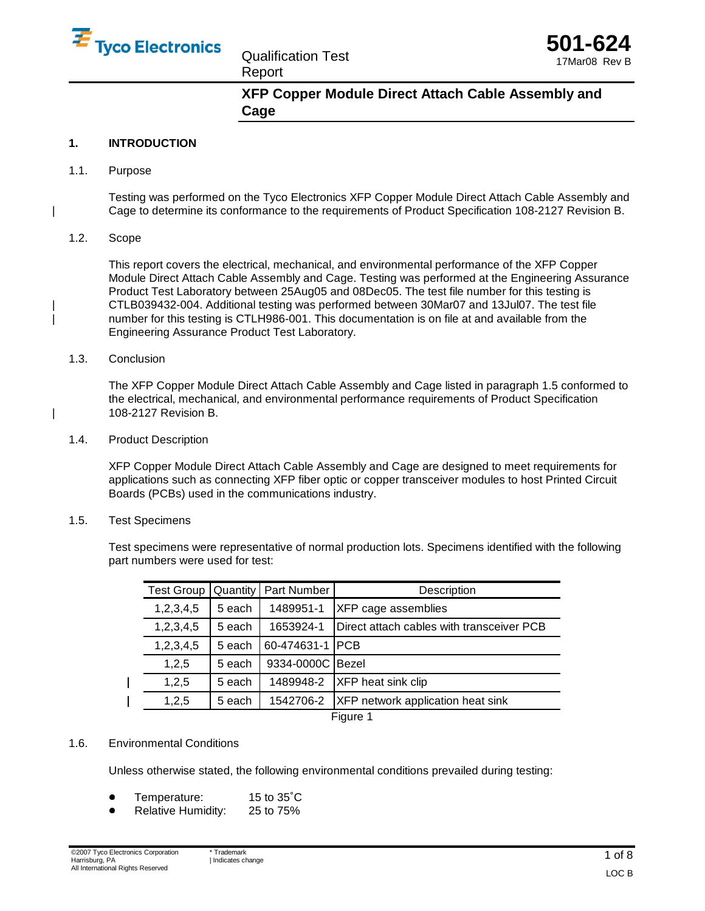# XFP Copper Module Direct Attach Cable Assembly and Cage

Qualification Test Report

501-624
17Mar08 Rev B

## 1. INTRODUCTION

### 1.1. Purpose

Testing was performed on the Tyco Electronics XFP Copper Module Direct Attach Cable Assembly and Cage to determine its conformance to the requirements of Product Specification 108-2127 Revision B.

### 1.2. Scope

This report covers the electrical, mechanical, and environmental performance of the XFP Copper Module Direct Attach Cable Assembly and Cage. Testing was performed at the Engineering Assurance Product Test Laboratory between 25Aug05 and 08Dec05. The test file number for this testing is CTLB039432-004. Additional testing was performed between 30Mar07 and 13Jul07. The test file number for this testing is CTLH986-001. This documentation is on file at and available from the Engineering Assurance Product Test Laboratory.

### 1.3. Conclusion

The XFP Copper Module Direct Attach Cable Assembly and Cage listed in paragraph 1.5 conformed to the electrical, mechanical, and environmental performance requirements of Product Specification 108-2127 Revision B.

### 1.4. Product Description

XFP Copper Module Direct Attach Cable Assembly and Cage are designed to meet requirements for applications such as connecting XFP fiber optic or copper transceiver modules to host Printed Circuit Boards (PCBs) used in the communications industry.

### 1.5. Test Specimens

Test specimens were representative of normal production lots. Specimens identified with the following part numbers were used for test:

| Test Group | Quantity | Part Number | Description |
|---|---|---|---|
| 1,2,3,4,5 | 5 each | 1489951-1 | XFP cage assemblies |
| 1,2,3,4,5 | 5 each | 1653924-1 | Direct attach cables with transceiver PCB |
| 1,2,3,4,5 | 5 each | 60-474631-1 | PCB |
| 1,2,5 | 5 each | 9334-0000C | Bezel |
| 1,2,5 | 5 each | 1489948-2 | XFP heat sink clip |
| 1,2,5 | 5 each | 1542706-2 | XFP network application heat sink |

Figure 1

### 1.6. Environmental Conditions

Unless otherwise stated, the following environmental conditions prevailed during testing:

- Temperature: 15 to 35°C
- Relative Humidity: 25 to 75%

©2007 Tyco Electronics Corporation
Harrisburg, PA
All International Rights Reserved

\* Trademark
| Indicates change

LOC B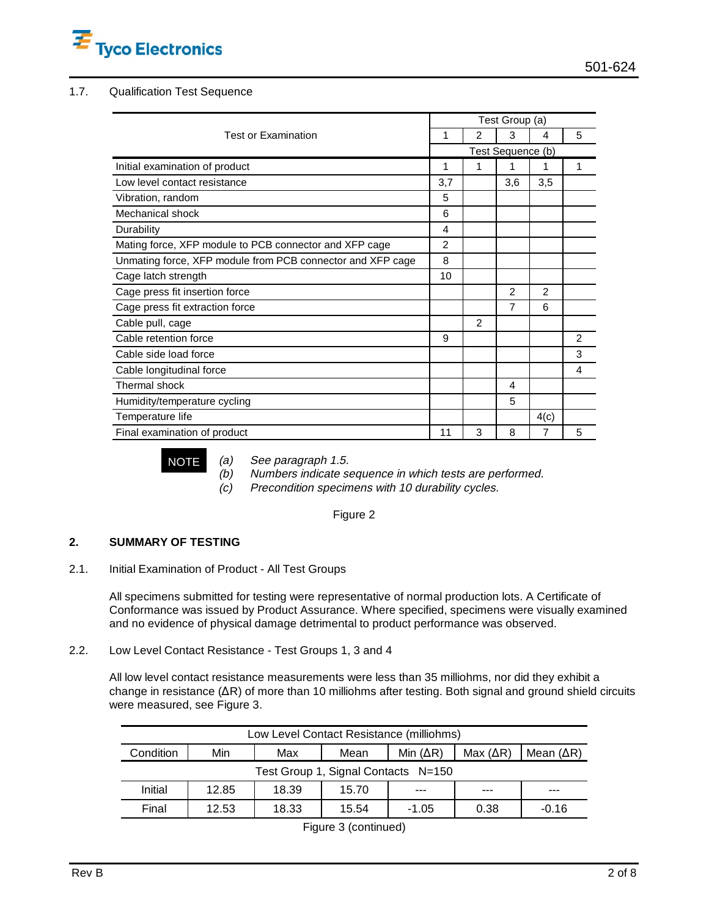1.7. Qualification Test Sequence

| Test or Examination | Test Group (a) | | | | |
|---|---|---|---|---|---|
| | 1 | 2 | 3 | 4 | 5 |
| | Test Sequence (b) | | | | |
| Initial examination of product | 1 | 1 | 1 | 1 | 1 |
| Low level contact resistance | 3,7 | | 3,6 | 3,5 | |
| Vibration, random | 5 | | | | |
| Mechanical shock | 6 | | | | |
| Durability | 4 | | | | |
| Mating force, XFP module to PCB connector and XFP cage | 2 | | | | |
| Unmating force, XFP module from PCB connector and XFP cage | 8 | | | | |
| Cage latch strength | 10 | | | | |
| Cage press fit insertion force | | | 2 | 2 | |
| Cage press fit extraction force | | | 7 | 6 | |
| Cable pull, cage | | 2 | | | |
| Cable retention force | 9 | | | | 2 |
| Cable side load force | | | | | 3 |
| Cable longitudinal force | | | | | 4 |
| Thermal shock | | | 4 | | |
| Humidity/temperature cycling | | | 5 | | |
| Temperature life | | | | 4(c) | |
| Final examination of product | 11 | 3 | 8 | 7 | 5 |

NOTE

*(a) See paragraph 1.5.*
*(b) Numbers indicate sequence in which tests are performed.*
*(c) Precondition specimens with 10 durability cycles.*

Figure 2

## 2. SUMMARY OF TESTING

### 2.1. Initial Examination of Product - All Test Groups

All specimens submitted for testing were representative of normal production lots. A Certificate of Conformance was issued by Product Assurance. Where specified, specimens were visually examined and no evidence of physical damage detrimental to product performance was observed.

### 2.2. Low Level Contact Resistance - Test Groups 1, 3 and 4

All low level contact resistance measurements were less than 35 milliohms, nor did they exhibit a change in resistance (ΔR) of more than 10 milliohms after testing. Both signal and ground shield circuits were measured, see Figure 3.

| Low Level Contact Resistance (milliohms) | | | | | | |
|---|---|---|---|---|---|---|
| Condition | Min | Max | Mean | Min (ΔR) | Max (ΔR) | Mean (ΔR) |
| Test Group 1, Signal Contacts N=150 | | | | | | |
| Initial | 12.85 | 18.39 | 15.70 | --- | --- | --- |
| Final | 12.53 | 18.33 | 15.54 | -1.05 | 0.38 | -0.16 |

Figure 3 (continued)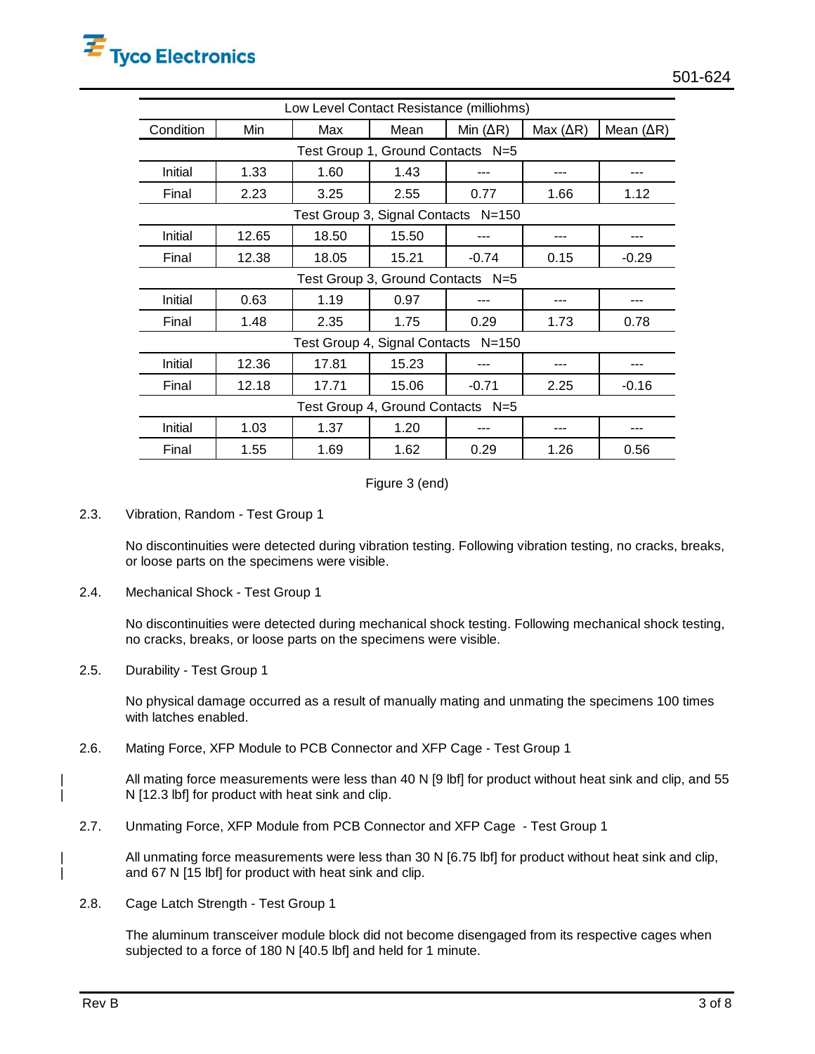| Low Level Contact Resistance (milliohms) | | | | | | |
|---|---|---|---|---|---|---|
| Condition | Min | Max | Mean | Min (ΔR) | Max (ΔR) | Mean (ΔR) |
| Test Group 1, Ground Contacts N=5 | | | | | | |
| Initial | 1.33 | 1.60 | 1.43 | --- | --- | --- |
| Final | 2.23 | 3.25 | 2.55 | 0.77 | 1.66 | 1.12 |
| Test Group 3, Signal Contacts N=150 | | | | | | |
| Initial | 12.65 | 18.50 | 15.50 | --- | --- | --- |
| Final | 12.38 | 18.05 | 15.21 | -0.74 | 0.15 | -0.29 |
| Test Group 3, Ground Contacts N=5 | | | | | | |
| Initial | 0.63 | 1.19 | 0.97 | --- | --- | --- |
| Final | 1.48 | 2.35 | 1.75 | 0.29 | 1.73 | 0.78 |
| Test Group 4, Signal Contacts N=150 | | | | | | |
| Initial | 12.36 | 17.81 | 15.23 | --- | --- | --- |
| Final | 12.18 | 17.71 | 15.06 | -0.71 | 2.25 | -0.16 |
| Test Group 4, Ground Contacts N=5 | | | | | | |
| Initial | 1.03 | 1.37 | 1.20 | --- | --- | --- |
| Final | 1.55 | 1.69 | 1.62 | 0.29 | 1.26 | 0.56 |

Figure 3 (end)

2.3. Vibration, Random - Test Group 1

No discontinuities were detected during vibration testing. Following vibration testing, no cracks, breaks, or loose parts on the specimens were visible.

2.4. Mechanical Shock - Test Group 1

No discontinuities were detected during mechanical shock testing. Following mechanical shock testing, no cracks, breaks, or loose parts on the specimens were visible.

2.5. Durability - Test Group 1

No physical damage occurred as a result of manually mating and unmating the specimens 100 times with latches enabled.

2.6. Mating Force, XFP Module to PCB Connector and XFP Cage - Test Group 1

All mating force measurements were less than 40 N [9 lbf] for product without heat sink and clip, and 55 N [12.3 lbf] for product with heat sink and clip.

2.7. Unmating Force, XFP Module from PCB Connector and XFP Cage - Test Group 1

All unmating force measurements were less than 30 N [6.75 lbf] for product without heat sink and clip, and 67 N [15 lbf] for product with heat sink and clip.

2.8. Cage Latch Strength - Test Group 1

The aluminum transceiver module block did not become disengaged from its respective cages when subjected to a force of 180 N [40.5 lbf] and held for 1 minute.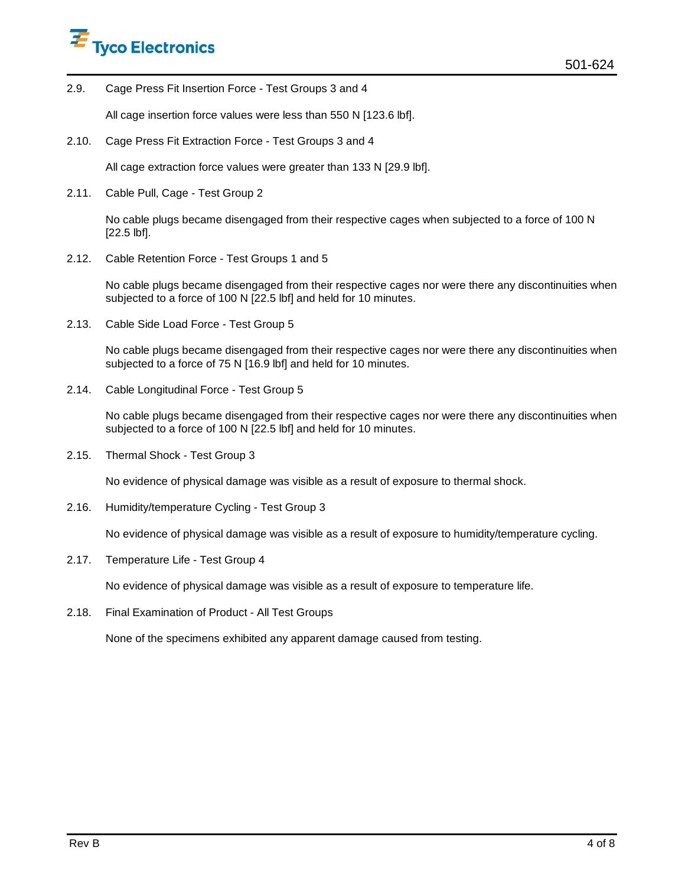2.9. Cage Press Fit Insertion Force - Test Groups 3 and 4

All cage insertion force values were less than 550 N [123.6 lbf].

2.10. Cage Press Fit Extraction Force - Test Groups 3 and 4

All cage extraction force values were greater than 133 N [29.9 lbf].

2.11. Cable Pull, Cage - Test Group 2

No cable plugs became disengaged from their respective cages when subjected to a force of 100 N [22.5 lbf].

2.12. Cable Retention Force - Test Groups 1 and 5

No cable plugs became disengaged from their respective cages nor were there any discontinuities when subjected to a force of 100 N [22.5 lbf] and held for 10 minutes.

2.13. Cable Side Load Force - Test Group 5

No cable plugs became disengaged from their respective cages nor were there any discontinuities when subjected to a force of 75 N [16.9 lbf] and held for 10 minutes.

2.14. Cable Longitudinal Force - Test Group 5

No cable plugs became disengaged from their respective cages nor were there any discontinuities when subjected to a force of 100 N [22.5 lbf] and held for 10 minutes.

2.15. Thermal Shock - Test Group 3

No evidence of physical damage was visible as a result of exposure to thermal shock.

2.16. Humidity/temperature Cycling - Test Group 3

No evidence of physical damage was visible as a result of exposure to humidity/temperature cycling.

2.17. Temperature Life - Test Group 4

No evidence of physical damage was visible as a result of exposure to temperature life.

2.18. Final Examination of Product - All Test Groups

None of the specimens exhibited any apparent damage caused from testing.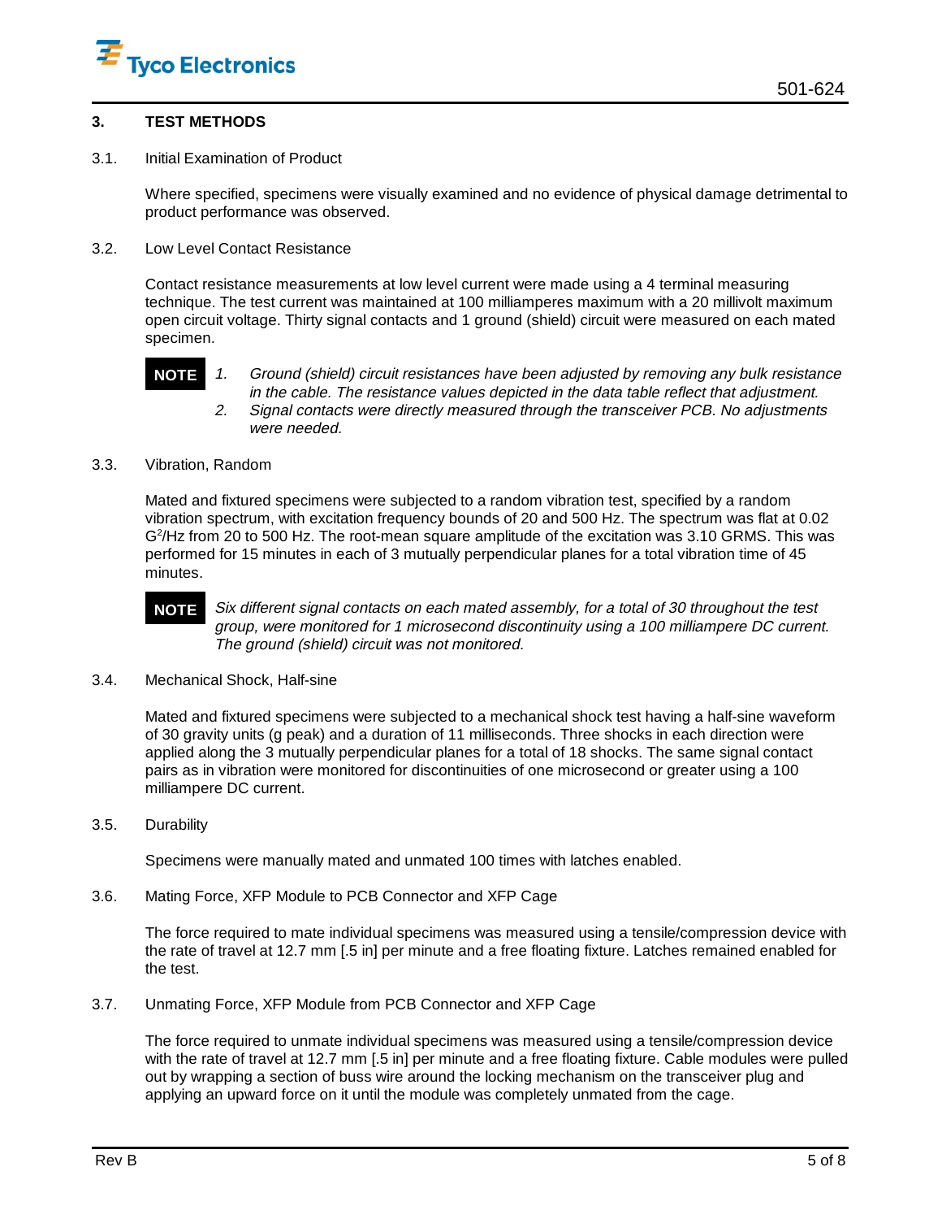## 3. TEST METHODS

### 3.1. Initial Examination of Product

Where specified, specimens were visually examined and no evidence of physical damage detrimental to product performance was observed.

### 3.2. Low Level Contact Resistance

Contact resistance measurements at low level current were made using a 4 terminal measuring technique. The test current was maintained at 100 milliamperes maximum with a 20 millivolt maximum open circuit voltage. Thirty signal contacts and 1 ground (shield) circuit were measured on each mated specimen.

**NOTE**

1. *Ground (shield) circuit resistances have been adjusted by removing any bulk resistance in the cable. The resistance values depicted in the data table reflect that adjustment.*
2. *Signal contacts were directly measured through the transceiver PCB. No adjustments were needed.*

### 3.3. Vibration, Random

Mated and fixtured specimens were subjected to a random vibration test, specified by a random vibration spectrum, with excitation frequency bounds of 20 and 500 Hz. The spectrum was flat at 0.02 $G^2$/Hz from 20 to 500 Hz. The root-mean square amplitude of the excitation was 3.10 GRMS. This was performed for 15 minutes in each of 3 mutually perpendicular planes for a total vibration time of 45 minutes.

**NOTE** *Six different signal contacts on each mated assembly, for a total of 30 throughout the test group, were monitored for 1 microsecond discontinuity using a 100 milliampere DC current. The ground (shield) circuit was not monitored.*

### 3.4. Mechanical Shock, Half-sine

Mated and fixtured specimens were subjected to a mechanical shock test having a half-sine waveform of 30 gravity units (g peak) and a duration of 11 milliseconds. Three shocks in each direction were applied along the 3 mutually perpendicular planes for a total of 18 shocks. The same signal contact pairs as in vibration were monitored for discontinuities of one microsecond or greater using a 100 milliampere DC current.

### 3.5. Durability

Specimens were manually mated and unmated 100 times with latches enabled.

### 3.6. Mating Force, XFP Module to PCB Connector and XFP Cage

The force required to mate individual specimens was measured using a tensile/compression device with the rate of travel at 12.7 mm [.5 in] per minute and a free floating fixture. Latches remained enabled for the test.

### 3.7. Unmating Force, XFP Module from PCB Connector and XFP Cage

The force required to unmate individual specimens was measured using a tensile/compression device with the rate of travel at 12.7 mm [.5 in] per minute and a free floating fixture. Cable modules were pulled out by wrapping a section of buss wire around the locking mechanism on the transceiver plug and applying an upward force on it until the module was completely unmated from the cage.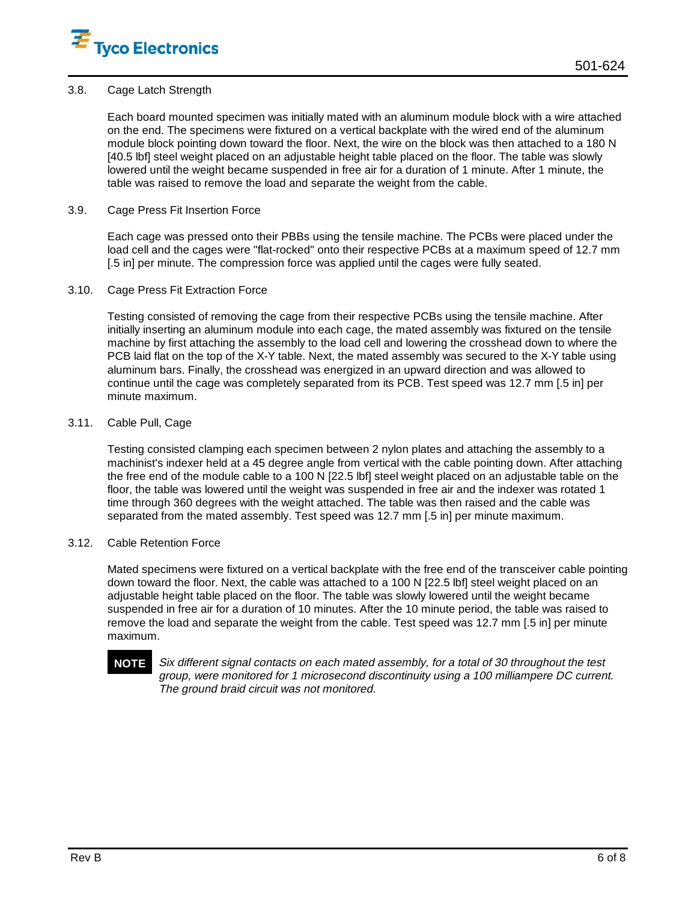### 3.8. Cage Latch Strength

Each board mounted specimen was initially mated with an aluminum module block with a wire attached on the end. The specimens were fixtured on a vertical backplate with the wired end of the aluminum module block pointing down toward the floor. Next, the wire on the block was then attached to a 180 N [40.5 lbf] steel weight placed on an adjustable height table placed on the floor. The table was slowly lowered until the weight became suspended in free air for a duration of 1 minute. After 1 minute, the table was raised to remove the load and separate the weight from the cable.

### 3.9. Cage Press Fit Insertion Force

Each cage was pressed onto their PBBs using the tensile machine. The PCBs were placed under the load cell and the cages were "flat-rocked" onto their respective PCBs at a maximum speed of 12.7 mm [.5 in] per minute. The compression force was applied until the cages were fully seated.

### 3.10. Cage Press Fit Extraction Force

Testing consisted of removing the cage from their respective PCBs using the tensile machine. After initially inserting an aluminum module into each cage, the mated assembly was fixtured on the tensile machine by first attaching the assembly to the load cell and lowering the crosshead down to where the PCB laid flat on the top of the X-Y table. Next, the mated assembly was secured to the X-Y table using aluminum bars. Finally, the crosshead was energized in an upward direction and was allowed to continue until the cage was completely separated from its PCB. Test speed was 12.7 mm [.5 in] per minute maximum.

### 3.11. Cable Pull, Cage

Testing consisted clamping each specimen between 2 nylon plates and attaching the assembly to a machinist's indexer held at a 45 degree angle from vertical with the cable pointing down. After attaching the free end of the module cable to a 100 N [22.5 lbf] steel weight placed on an adjustable table on the floor, the table was lowered until the weight was suspended in free air and the indexer was rotated 1 time through 360 degrees with the weight attached. The table was then raised and the cable was separated from the mated assembly. Test speed was 12.7 mm [.5 in] per minute maximum.

### 3.12. Cable Retention Force

Mated specimens were fixtured on a vertical backplate with the free end of the transceiver cable pointing down toward the floor. Next, the cable was attached to a 100 N [22.5 lbf] steel weight placed on an adjustable height table placed on the floor. The table was slowly lowered until the weight became suspended in free air for a duration of 10 minutes. After the 10 minute period, the table was raised to remove the load and separate the weight from the cable. Test speed was 12.7 mm [.5 in] per minute maximum.

**NOTE** *Six different signal contacts on each mated assembly, for a total of 30 throughout the test group, were monitored for 1 microsecond discontinuity using a 100 milliampere DC current. The ground braid circuit was not monitored.*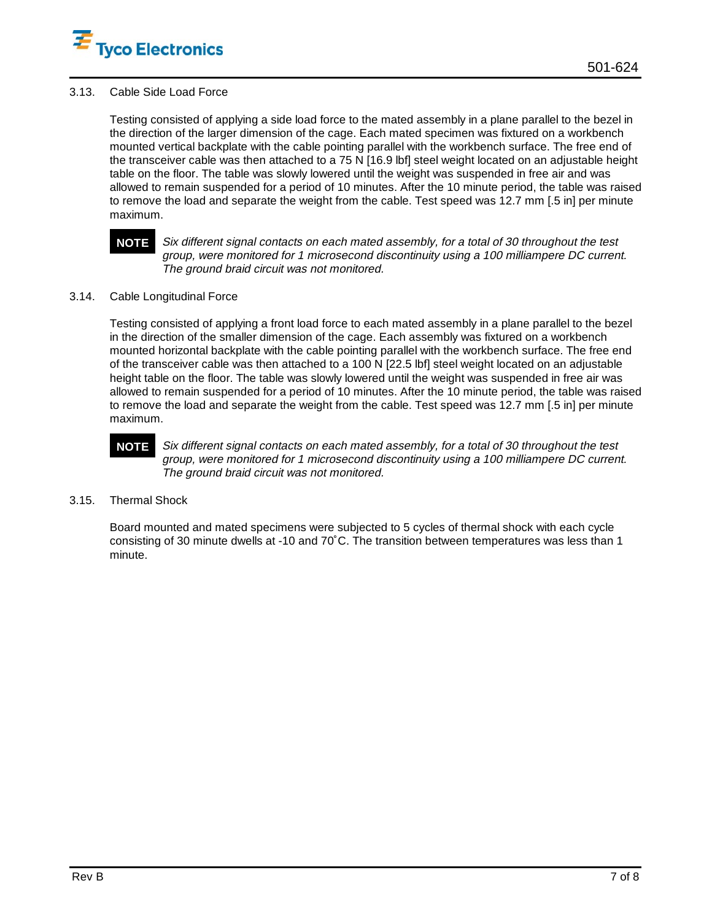3.13. Cable Side Load Force

Testing consisted of applying a side load force to the mated assembly in a plane parallel to the bezel in the direction of the larger dimension of the cage. Each mated specimen was fixtured on a workbench mounted vertical backplate with the cable pointing parallel with the workbench surface. The free end of the transceiver cable was then attached to a 75 N [16.9 lbf] steel weight located on an adjustable height table on the floor. The table was slowly lowered until the weight was suspended in free air and was allowed to remain suspended for a period of 10 minutes. After the 10 minute period, the table was raised to remove the load and separate the weight from the cable. Test speed was 12.7 mm [.5 in] per minute maximum.

**NOTE** *Six different signal contacts on each mated assembly, for a total of 30 throughout the test group, were monitored for 1 microsecond discontinuity using a 100 milliampere DC current. The ground braid circuit was not monitored.*

3.14. Cable Longitudinal Force

Testing consisted of applying a front load force to each mated assembly in a plane parallel to the bezel in the direction of the smaller dimension of the cage. Each assembly was fixtured on a workbench mounted horizontal backplate with the cable pointing parallel with the workbench surface. The free end of the transceiver cable was then attached to a 100 N [22.5 lbf] steel weight located on an adjustable height table on the floor. The table was slowly lowered until the weight was suspended in free air was allowed to remain suspended for a period of 10 minutes. After the 10 minute period, the table was raised to remove the load and separate the weight from the cable. Test speed was 12.7 mm [.5 in] per minute maximum.

**NOTE** *Six different signal contacts on each mated assembly, for a total of 30 throughout the test group, were monitored for 1 microsecond discontinuity using a 100 milliampere DC current. The ground braid circuit was not monitored.*

3.15. Thermal Shock

Board mounted and mated specimens were subjected to 5 cycles of thermal shock with each cycle consisting of 30 minute dwells at -10 and 70°C. The transition between temperatures was less than 1 minute.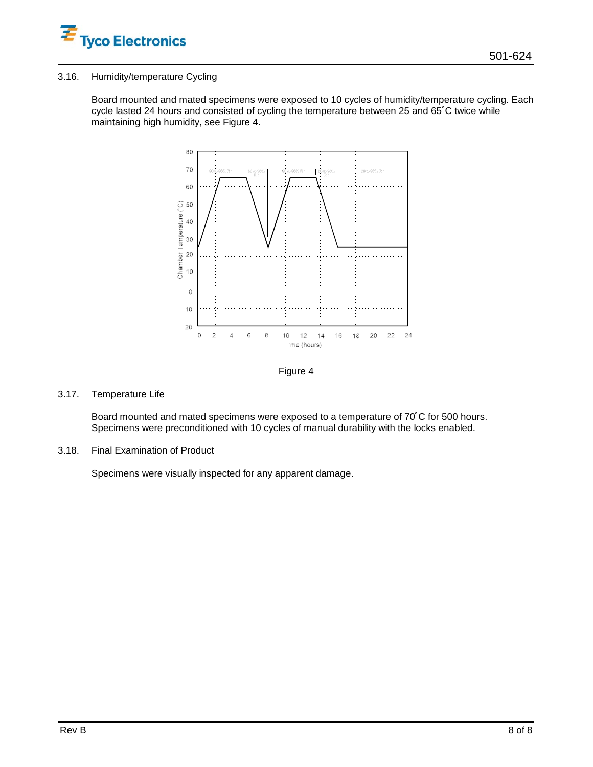### 3.16. Humidity/temperature Cycling

Board mounted and mated specimens were exposed to 10 cycles of humidity/temperature cycling. Each cycle lasted 24 hours and consisted of cycling the temperature between 25 and 65˚C twice while maintaining high humidity, see Figure 4.

Chamber Temperature (˚C)

80
70
60
50
40
30
20
10
0
10
20

0 2 4 6 8 10 12 14 16 18 20 22 24

me (hours)

Figure 4

### 3.17. Temperature Life

Board mounted and mated specimens were exposed to a temperature of 70˚C for 500 hours. Specimens were preconditioned with 10 cycles of manual durability with the locks enabled.

### 3.18. Final Examination of Product

Specimens were visually inspected for any apparent damage.